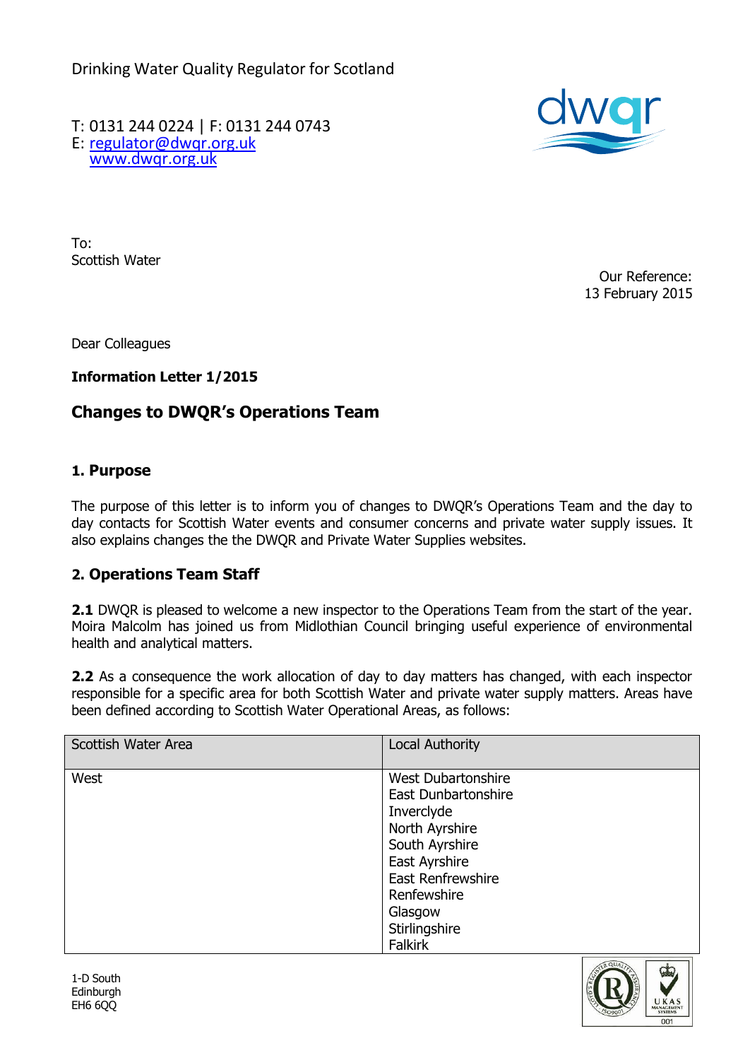Drinking Water Quality Regulator for Scotland

T: 0131 244 0224 | F: 0131 244 0743
E: regulator@dwqr.org.uk
www.dwqr.org.uk

To:
Scottish Water

Our Reference:
13 February 2015

Dear Colleagues

**Information Letter 1/2015**

## Changes to DWQR's Operations Team

### 1. Purpose

The purpose of this letter is to inform you of changes to DWQR's Operations Team and the day to day contacts for Scottish Water events and consumer concerns and private water supply issues. It also explains changes the the DWQR and Private Water Supplies websites.

### 2. Operations Team Staff

**2.1** DWQR is pleased to welcome a new inspector to the Operations Team from the start of the year. Moira Malcolm has joined us from Midlothian Council bringing useful experience of environmental health and analytical matters.

**2.2** As a consequence the work allocation of day to day matters has changed, with each inspector responsible for a specific area for both Scottish Water and private water supply matters. Areas have been defined according to Scottish Water Operational Areas, as follows:

| Scottish Water Area | Local Authority |
|---|---|
| West | West Dubartonshire<br>East Dunbartonshire<br>Inverclyde<br>North Ayrshire<br>South Ayrshire<br>East Ayrshire<br>East Renfrewshire<br>Renfewshire<br>Glasgow<br>Stirlingshire<br>Falkirk |

1-D South
Edinburgh
EH6 6QQ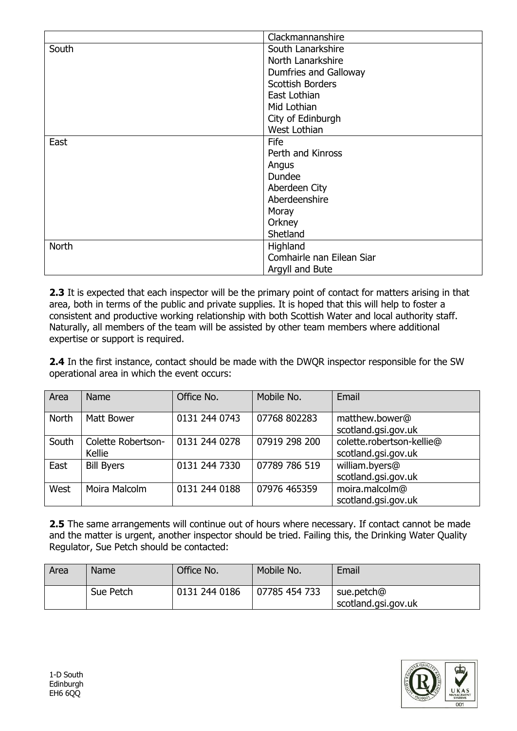| | |
|---|---|
| | Clackmannanshire |
| South | South Lanarkshire<br>North Lanarkshire<br>Dumfries and Galloway<br>Scottish Borders<br>East Lothian<br>Mid Lothian<br>City of Edinburgh<br>West Lothian |
| East | Fife<br>Perth and Kinross<br>Angus<br>Dundee<br>Aberdeen City<br>Aberdeenshire<br>Moray<br>Orkney<br>Shetland |
| North | Highland<br>Comhairle nan Eilean Siar<br>Argyll and Bute |

**2.3** It is expected that each inspector will be the primary point of contact for matters arising in that area, both in terms of the public and private supplies. It is hoped that this will help to foster a consistent and productive working relationship with both Scottish Water and local authority staff. Naturally, all members of the team will be assisted by other team members where additional expertise or support is required.

**2.4** In the first instance, contact should be made with the DWQR inspector responsible for the SW operational area in which the event occurs:

| Area | Name | Office No. | Mobile No. | Email |
|---|---|---|---|---|
| North | Matt Bower | 0131 244 0743 | 07768 802283 | matthew.bower@scotland.gsi.gov.uk |
| South | Colette Robertson-Kellie | 0131 244 0278 | 07919 298 200 | colette.robertson-kellie@scotland.gsi.gov.uk |
| East | Bill Byers | 0131 244 7330 | 07789 786 519 | william.byers@scotland.gsi.gov.uk |
| West | Moira Malcolm | 0131 244 0188 | 07976 465359 | moira.malcolm@scotland.gsi.gov.uk |

**2.5** The same arrangements will continue out of hours where necessary. If contact cannot be made and the matter is urgent, another inspector should be tried. Failing this, the Drinking Water Quality Regulator, Sue Petch should be contacted:

| Area | Name | Office No. | Mobile No. | Email |
|---|---|---|---|---|
| | Sue Petch | 0131 244 0186 | 07785 454 733 | sue.petch@scotland.gsi.gov.uk |

1-D South
Edinburgh
EH6 6QQ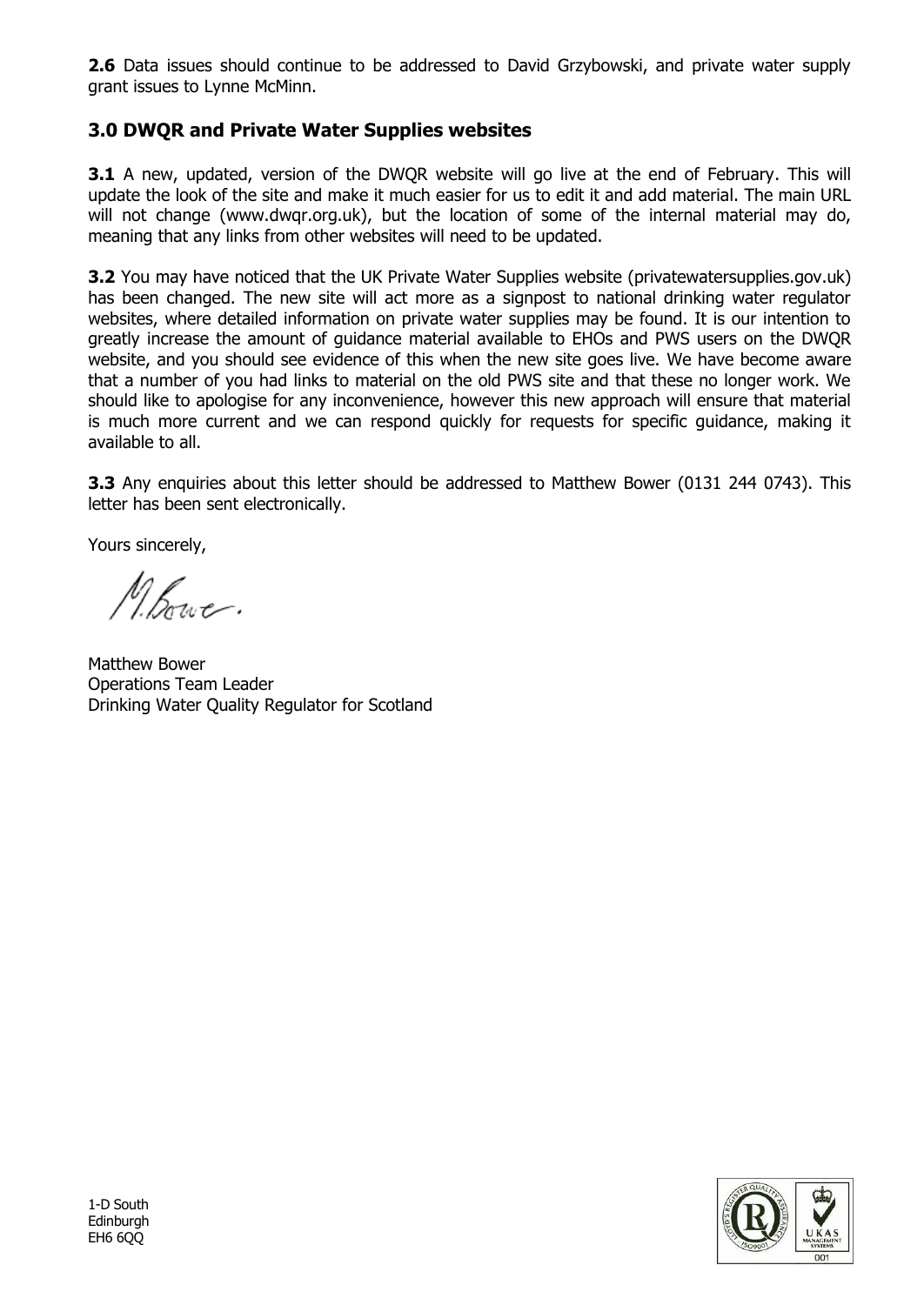**2.6** Data issues should continue to be addressed to David Grzybowski, and private water supply grant issues to Lynne McMinn.

## 3.0 DWQR and Private Water Supplies websites

**3.1** A new, updated, version of the DWQR website will go live at the end of February. This will update the look of the site and make it much easier for us to edit it and add material. The main URL will not change (www.dwqr.org.uk), but the location of some of the internal material may do, meaning that any links from other websites will need to be updated.

**3.2** You may have noticed that the UK Private Water Supplies website (privatewatersupplies.gov.uk) has been changed. The new site will act more as a signpost to national drinking water regulator websites, where detailed information on private water supplies may be found. It is our intention to greatly increase the amount of guidance material available to EHOs and PWS users on the DWQR website, and you should see evidence of this when the new site goes live. We have become aware that a number of you had links to material on the old PWS site and that these no longer work. We should like to apologise for any inconvenience, however this new approach will ensure that material is much more current and we can respond quickly for requests for specific guidance, making it available to all.

**3.3** Any enquiries about this letter should be addressed to Matthew Bower (0131 244 0743). This letter has been sent electronically.

Yours sincerely,

M.Bower.

Matthew Bower
Operations Team Leader
Drinking Water Quality Regulator for Scotland

1-D South
Edinburgh
EH6 6QQ